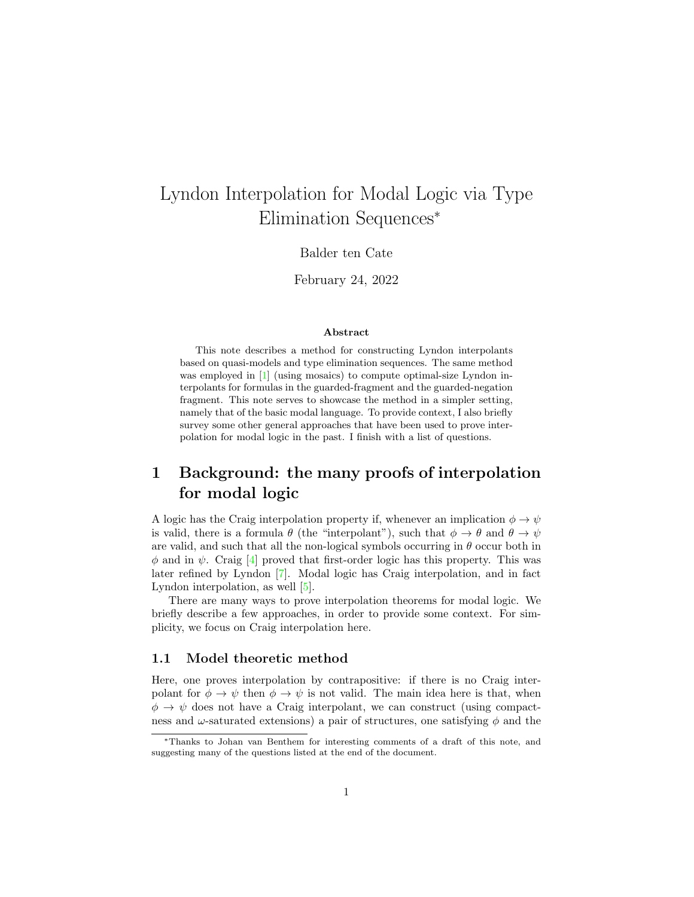# Lyndon Interpolation for Modal Logic via Type Elimination Sequences*

Balder ten Cate

February 24, 2022

**Abstract**

This note describes a method for constructing Lyndon interpolants based on quasi-models and type elimination sequences. The same method was employed in [1] (using mosaics) to compute optimal-size Lyndon interpolants for formulas in the guarded-fragment and the guarded-negation fragment. This note serves to showcase the method in a simpler setting, namely that of the basic modal language. To provide context, I also briefly survey some other general approaches that have been used to prove interpolation for modal logic in the past. I finish with a list of questions.

## 1 Background: the many proofs of interpolation for modal logic

A logic has the Craig interpolation property if, whenever an implication $\phi \to \psi$ is valid, there is a formula $\theta$ (the "interpolant"), such that $\phi \to \theta$ and $\theta \to \psi$ are valid, and such that all the non-logical symbols occurring in $\theta$ occur both in $\phi$ and in $\psi$. Craig [4] proved that first-order logic has this property. This was later refined by Lyndon [7]. Modal logic has Craig interpolation, and in fact Lyndon interpolation, as well [5].

There are many ways to prove interpolation theorems for modal logic. We briefly describe a few approaches, in order to provide some context. For simplicity, we focus on Craig interpolation here.

### 1.1 Model theoretic method

Here, one proves interpolation by contrapositive: if there is no Craig interpolant for $\phi \to \psi$ then $\phi \to \psi$ is not valid. The main idea here is that, when $\phi \to \psi$ does not have a Craig interpolant, we can construct (using compactness and $\omega$-saturated extensions) a pair of structures, one satisfying $\phi$ and the

*Thanks to Johan van Benthem for interesting comments of a draft of this note, and suggesting many of the questions listed at the end of the document.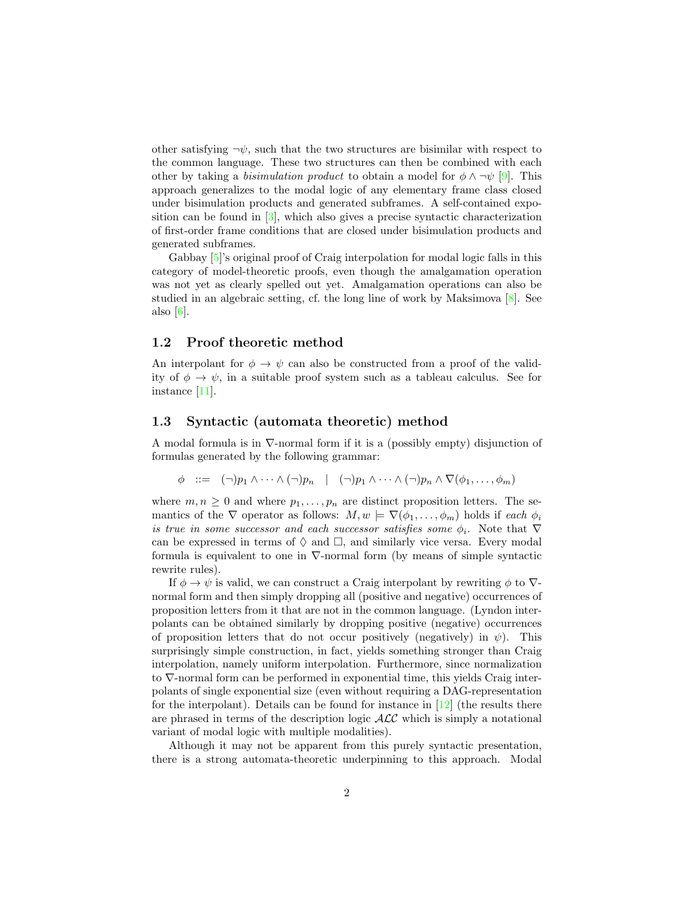other satisfying $\neg\psi$, such that the two structures are bisimilar with respect to the common language. These two structures can then be combined with each other by taking a *bisimulation product* to obtain a model for $\phi \wedge \neg\psi$ [9]. This approach generalizes to the modal logic of any elementary frame class closed under bisimulation products and generated subframes. A self-contained exposition can be found in [3], which also gives a precise syntactic characterization of first-order frame conditions that are closed under bisimulation products and generated subframes.

Gabbay [5]'s original proof of Craig interpolation for modal logic falls in this category of model-theoretic proofs, even though the amalgamation operation was not yet as clearly spelled out yet. Amalgamation operations can also be studied in an algebraic setting, cf. the long line of work by Maksimova [8]. See also [6].

### 1.2 Proof theoretic method

An interpolant for $\phi \to \psi$ can also be constructed from a proof of the validity of $\phi \to \psi$, in a suitable proof system such as a tableau calculus. See for instance [11].

### 1.3 Syntactic (automata theoretic) method

A modal formula is in $\nabla$-normal form if it is a (possibly empty) disjunction of formulas generated by the following grammar:

$$\phi \ ::= \ (\neg)p_1 \wedge \cdots \wedge (\neg)p_n \ \mid \ (\neg)p_1 \wedge \cdots \wedge (\neg)p_n \wedge \nabla(\phi_1, \ldots, \phi_m)$$

where $m, n \geq 0$ and where $p_1, \ldots, p_n$ are distinct proposition letters. The semantics of the $\nabla$ operator as follows: $M, w \models \nabla(\phi_1, \ldots, \phi_m)$ holds if *each $\phi_i$ is true in some successor and each successor satisfies some $\phi_i$*. Note that $\nabla$ can be expressed in terms of $\Diamond$ and $\Box$, and similarly vice versa. Every modal formula is equivalent to one in $\nabla$-normal form (by means of simple syntactic rewrite rules).

If $\phi \to \psi$ is valid, we can construct a Craig interpolant by rewriting $\phi$ to $\nabla$-normal form and then simply dropping all (positive and negative) occurrences of proposition letters from it that are not in the common language. (Lyndon interpolants can be obtained similarly by dropping positive (negative) occurrences of proposition letters that do not occur positively (negatively) in $\psi$). This surprisingly simple construction, in fact, yields something stronger than Craig interpolation, namely uniform interpolation. Furthermore, since normalization to $\nabla$-normal form can be performed in exponential time, this yields Craig interpolants of single exponential size (even without requiring a DAG-representation for the interpolant). Details can be found for instance in [12] (the results there are phrased in terms of the description logic $\mathcal{ALC}$ which is simply a notational variant of modal logic with multiple modalities).

Although it may not be apparent from this purely syntactic presentation, there is a strong automata-theoretic underpinning to this approach. Modal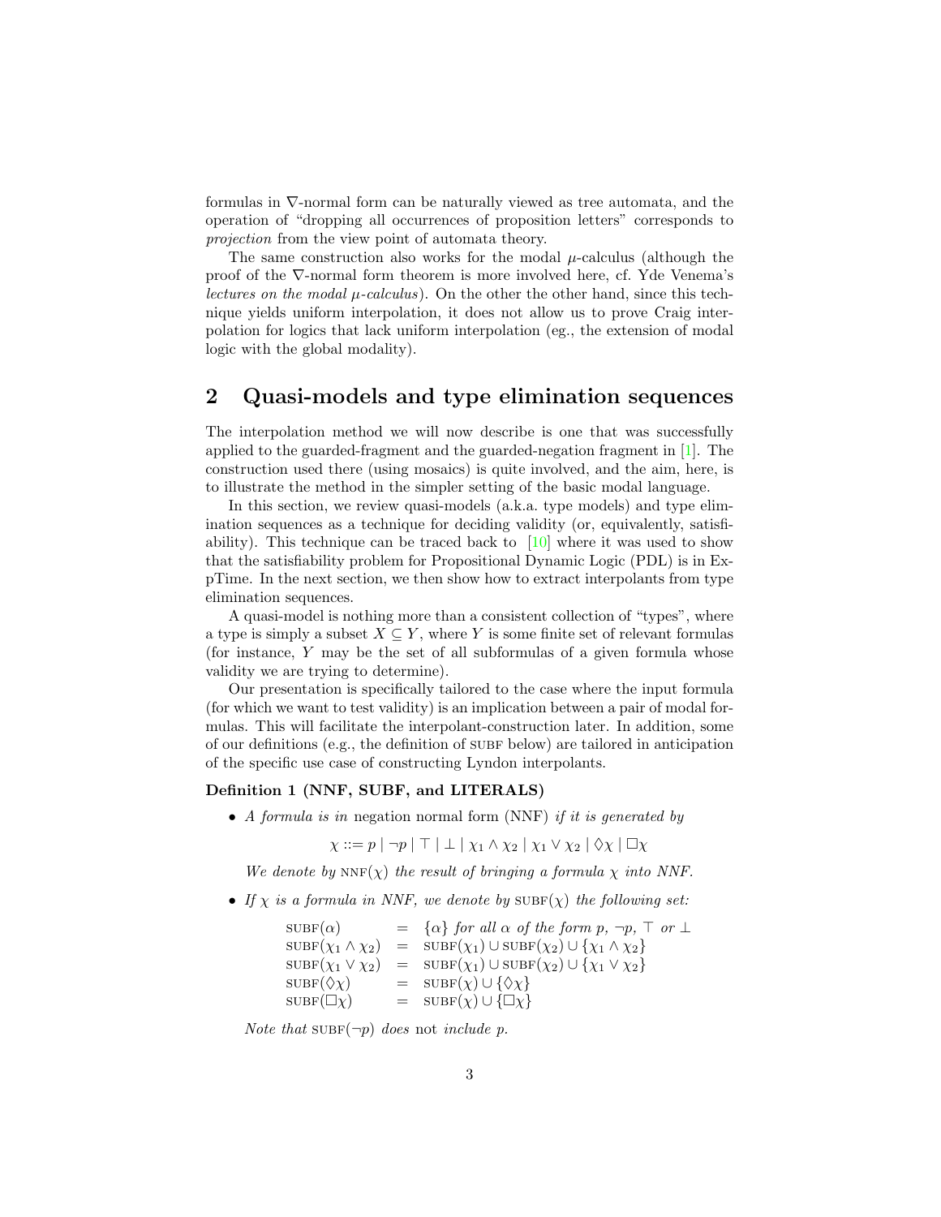formulas in ∇-normal form can be naturally viewed as tree automata, and the operation of "dropping all occurrences of proposition letters" corresponds to *projection* from the view point of automata theory.

The same construction also works for the modal $\mu$-calculus (although the proof of the ∇-normal form theorem is more involved here, cf. Yde Venema's *lectures on the modal $\mu$-calculus*). On the other the other hand, since this technique yields uniform interpolation, it does not allow us to prove Craig interpolation for logics that lack uniform interpolation (eg., the extension of modal logic with the global modality).

## 2 Quasi-models and type elimination sequences

The interpolation method we will now describe is one that was successfully applied to the guarded-fragment and the guarded-negation fragment in [1]. The construction used there (using mosaics) is quite involved, and the aim, here, is to illustrate the method in the simpler setting of the basic modal language.

In this section, we review quasi-models (a.k.a. type models) and type elimination sequences as a technique for deciding validity (or, equivalently, satisfiability). This technique can be traced back to [10] where it was used to show that the satisfiability problem for Propositional Dynamic Logic (PDL) is in ExpTime. In the next section, we then show how to extract interpolants from type elimination sequences.

A quasi-model is nothing more than a consistent collection of "types", where a type is simply a subset $X \subseteq Y$, where $Y$ is some finite set of relevant formulas (for instance, $Y$ may be the set of all subformulas of a given formula whose validity we are trying to determine).

Our presentation is specifically tailored to the case where the input formula (for which we want to test validity) is an implication between a pair of modal formulas. This will facilitate the interpolant-construction later. In addition, some of our definitions (e.g., the definition of SUBF below) are tailored in anticipation of the specific use case of constructing Lyndon interpolants.

**Definition 1 (NNF, SUBF, and LITERALS)**

- *A formula is in* negation normal form (NNF) *if it is generated by*

$$\chi ::= p \mid \neg p \mid \top \mid \bot \mid \chi_1 \wedge \chi_2 \mid \chi_1 \vee \chi_2 \mid \Diamond\chi \mid \Box\chi$$

  *We denote by* $\mathrm{NNF}(\chi)$ *the result of bringing a formula* $\chi$ *into NNF.*

- *If* $\chi$ *is a formula in NNF, we denote by* $\mathrm{SUBF}(\chi)$ *the following set:*

$$\begin{array}{lcl}
\mathrm{SUBF}(\alpha) & = & \{\alpha\} \text{ for all } \alpha \text{ of the form } p, \neg p, \top \text{ or } \bot \\
\mathrm{SUBF}(\chi_1 \wedge \chi_2) & = & \mathrm{SUBF}(\chi_1) \cup \mathrm{SUBF}(\chi_2) \cup \{\chi_1 \wedge \chi_2\} \\
\mathrm{SUBF}(\chi_1 \vee \chi_2) & = & \mathrm{SUBF}(\chi_1) \cup \mathrm{SUBF}(\chi_2) \cup \{\chi_1 \vee \chi_2\} \\
\mathrm{SUBF}(\Diamond\chi) & = & \mathrm{SUBF}(\chi) \cup \{\Diamond\chi\} \\
\mathrm{SUBF}(\Box\chi) & = & \mathrm{SUBF}(\chi) \cup \{\Box\chi\}
\end{array}$$

  *Note that* $\mathrm{SUBF}(\neg p)$ *does* not *include* $p$.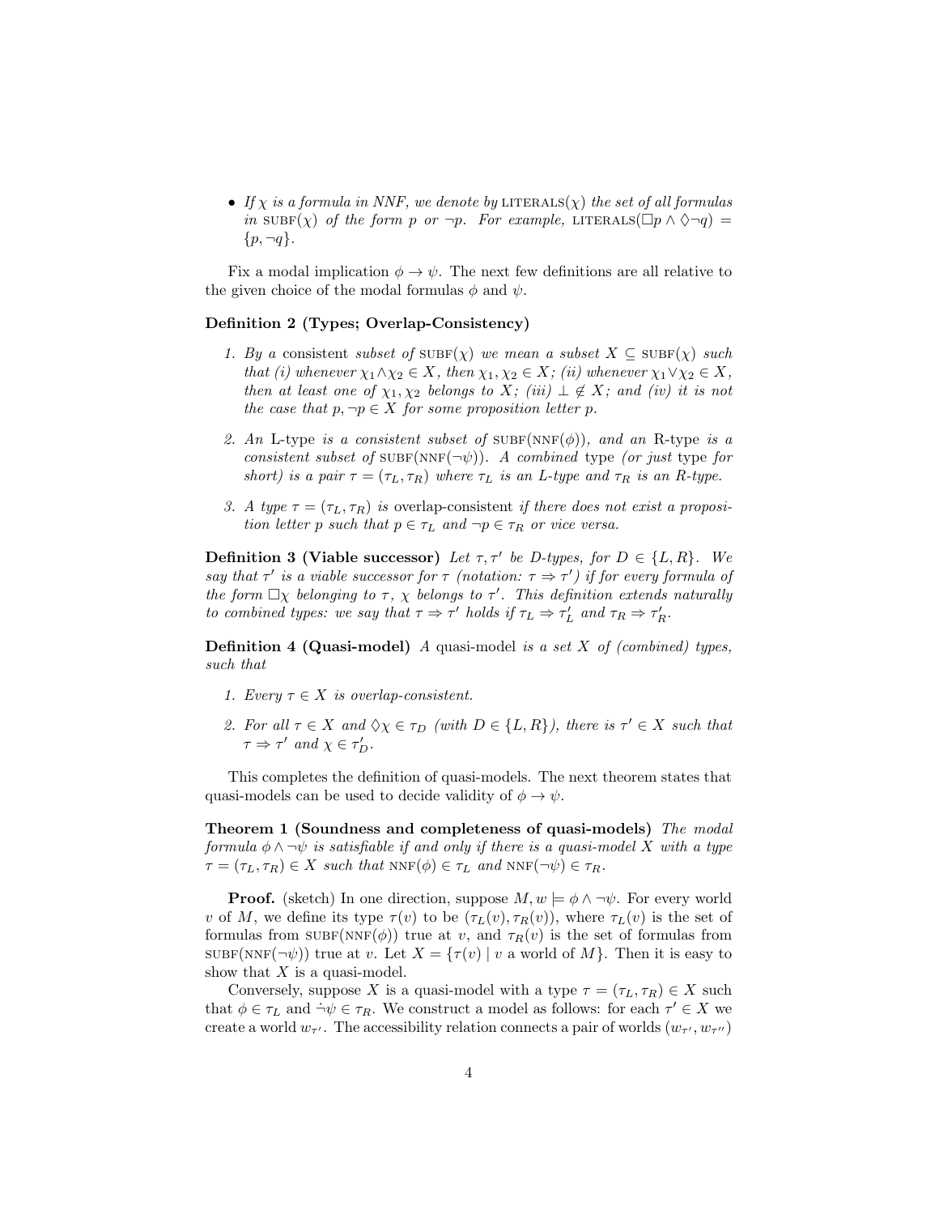- *If $\chi$ is a formula in NNF, we denote by* LITERALS$(\chi)$ *the set of all formulas in* SUBF$(\chi)$ *of the form $p$ or $\neg p$. For example,* LITERALS$(\Box p \wedge \Diamond \neg q) = \{p, \neg q\}$.

Fix a modal implication $\phi \to \psi$. The next few definitions are all relative to the given choice of the modal formulas $\phi$ and $\psi$.

**Definition 2 (Types; Overlap-Consistency)**

1. *By a* consistent *subset of* SUBF$(\chi)$ *we mean a subset $X \subseteq$* SUBF$(\chi)$ *such that (i) whenever $\chi_1 \wedge \chi_2 \in X$, then $\chi_1, \chi_2 \in X$; (ii) whenever $\chi_1 \vee \chi_2 \in X$, then at least one of $\chi_1, \chi_2$ belongs to $X$; (iii) $\bot \notin X$; and (iv) it is not the case that $p, \neg p \in X$ for some proposition letter $p$.*

2. *An* L-type *is a consistent subset of* SUBF(NNF$(\phi)$)*, and an* R-type *is a consistent subset of* SUBF(NNF$(\neg\psi)$)*. A* combined type *(or just* type *for short) is a pair $\tau = (\tau_L, \tau_R)$ where $\tau_L$ is an L-type and $\tau_R$ is an R-type.*

3. *A type $\tau = (\tau_L, \tau_R)$ is* overlap-consistent *if there does not exist a proposition letter $p$ such that $p \in \tau_L$ and $\neg p \in \tau_R$ or vice versa.*

**Definition 3 (Viable successor)** *Let $\tau, \tau'$ be D-types, for $D \in \{L, R\}$. We say that $\tau'$ is a viable successor for $\tau$ (notation: $\tau \Rightarrow \tau'$) if for every formula of the form $\Box\chi$ belonging to $\tau$, $\chi$ belongs to $\tau'$. This definition extends naturally to combined types: we say that $\tau \Rightarrow \tau'$ holds if $\tau_L \Rightarrow \tau'_L$ and $\tau_R \Rightarrow \tau'_R$.*

**Definition 4 (Quasi-model)** *A* quasi-model *is a set $X$ of (combined) types, such that*

1. *Every $\tau \in X$ is overlap-consistent.*

2. *For all $\tau \in X$ and $\Diamond\chi \in \tau_D$ (with $D \in \{L, R\}$), there is $\tau' \in X$ such that $\tau \Rightarrow \tau'$ and $\chi \in \tau'_D$.*

This completes the definition of quasi-models. The next theorem states that quasi-models can be used to decide validity of $\phi \to \psi$.

**Theorem 1 (Soundness and completeness of quasi-models)** *The modal formula $\phi \wedge \neg\psi$ is satisfiable if and only if there is a quasi-model $X$ with a type $\tau = (\tau_L, \tau_R) \in X$ such that* NNF$(\phi) \in \tau_L$ *and* NNF$(\neg\psi) \in \tau_R$.

**Proof.** (sketch) In one direction, suppose $M, w \models \phi \wedge \neg\psi$. For every world $v$ of $M$, we define its type $\tau(v)$ to be $(\tau_L(v), \tau_R(v))$, where $\tau_L(v)$ is the set of formulas from SUBF(NNF$(\phi)$) true at $v$, and $\tau_R(v)$ is the set of formulas from SUBF(NNF$(\neg\psi)$) true at $v$. Let $X = \{\tau(v) \mid v \text{ a world of } M\}$. Then it is easy to show that $X$ is a quasi-model.

Conversely, suppose $X$ is a quasi-model with a type $\tau = (\tau_L, \tau_R) \in X$ such that $\phi \in \tau_L$ and $\dot{\neg}\psi \in \tau_R$. We construct a model as follows: for each $\tau' \in X$ we create a world $w_{\tau'}$. The accessibility relation connects a pair of worlds $(w_{\tau'}, w_{\tau''})$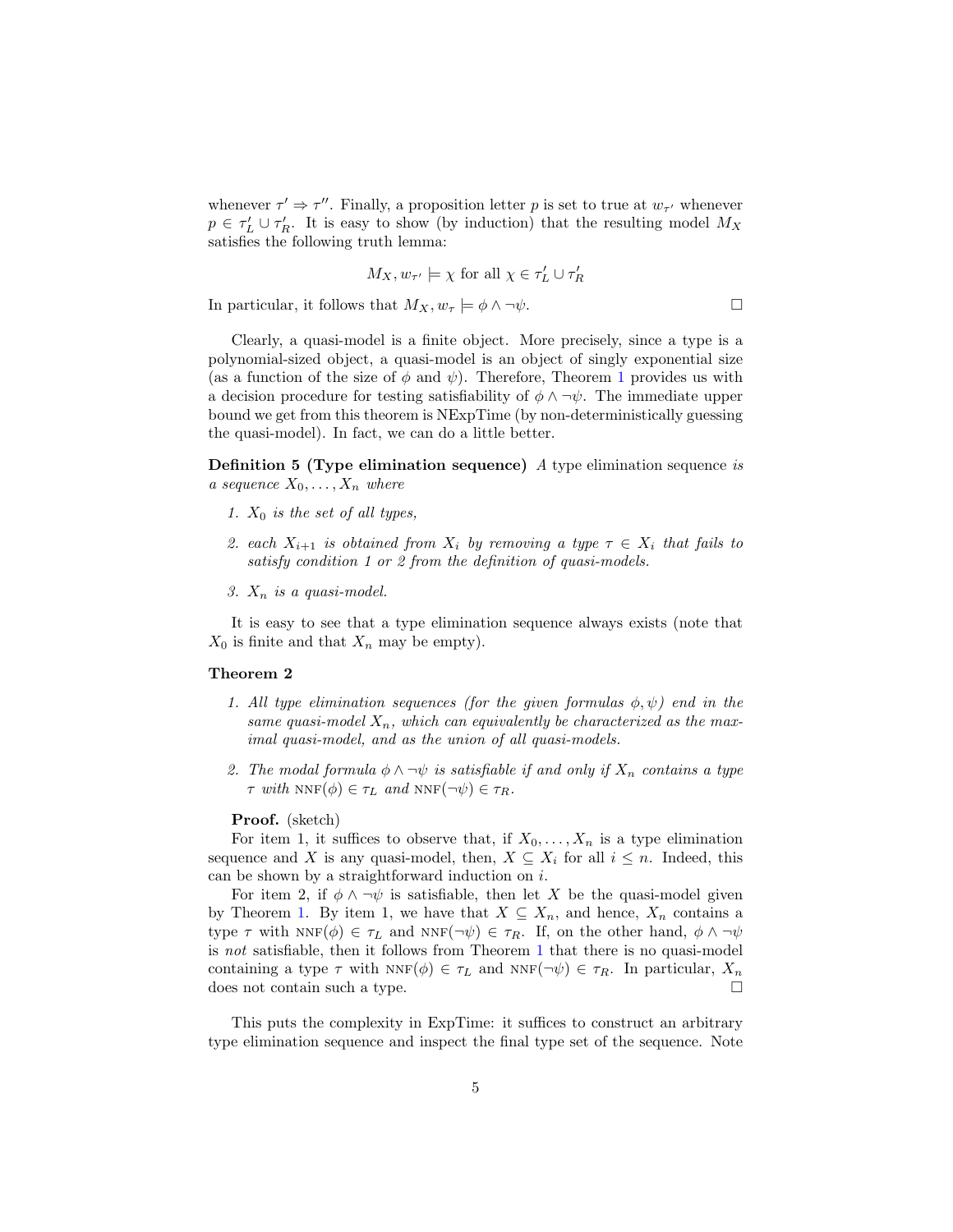whenever $\tau' \Rightarrow \tau''$. Finally, a proposition letter $p$ is set to true at $w_{\tau'}$ whenever $p \in \tau'_L \cup \tau'_R$. It is easy to show (by induction) that the resulting model $M_X$ satisfies the following truth lemma:

$$M_X, w_{\tau'} \models \chi \text{ for all } \chi \in \tau'_L \cup \tau'_R$$

In particular, it follows that $M_X, w_\tau \models \phi \wedge \neg\psi$. □

Clearly, a quasi-model is a finite object. More precisely, since a type is a polynomial-sized object, a quasi-model is an object of singly exponential size (as a function of the size of $\phi$ and $\psi$). Therefore, Theorem 1 provides us with a decision procedure for testing satisfiability of $\phi \wedge \neg\psi$. The immediate upper bound we get from this theorem is NExpTime (by non-deterministically guessing the quasi-model). In fact, we can do a little better.

**Definition 5 (Type elimination sequence)** *A* type elimination sequence *is a sequence $X_0, \ldots, X_n$ where*

1. *$X_0$ is the set of all types,*
2. *each $X_{i+1}$ is obtained from $X_i$ by removing a type $\tau \in X_i$ that fails to satisfy condition 1 or 2 from the definition of quasi-models.*
3. *$X_n$ is a quasi-model.*

It is easy to see that a type elimination sequence always exists (note that $X_0$ is finite and that $X_n$ may be empty).

**Theorem 2**

1. *All type elimination sequences (for the given formulas $\phi, \psi$) end in the same quasi-model $X_n$, which can equivalently be characterized as the maximal quasi-model, and as the union of all quasi-models.*
2. *The modal formula $\phi \wedge \neg\psi$ is satisfiable if and only if $X_n$ contains a type $\tau$ with $\text{NNF}(\phi) \in \tau_L$ and $\text{NNF}(\neg\psi) \in \tau_R$.*

**Proof.** (sketch)

For item 1, it suffices to observe that, if $X_0, \ldots, X_n$ is a type elimination sequence and $X$ is any quasi-model, then, $X \subseteq X_i$ for all $i \leq n$. Indeed, this can be shown by a straightforward induction on $i$.

For item 2, if $\phi \wedge \neg\psi$ is satisfiable, then let $X$ be the quasi-model given by Theorem 1. By item 1, we have that $X \subseteq X_n$, and hence, $X_n$ contains a type $\tau$ with $\text{NNF}(\phi) \in \tau_L$ and $\text{NNF}(\neg\psi) \in \tau_R$. If, on the other hand, $\phi \wedge \neg\psi$ is *not* satisfiable, then it follows from Theorem 1 that there is no quasi-model containing a type $\tau$ with $\text{NNF}(\phi) \in \tau_L$ and $\text{NNF}(\neg\psi) \in \tau_R$. In particular, $X_n$ does not contain such a type. □

This puts the complexity in ExpTime: it suffices to construct an arbitrary type elimination sequence and inspect the final type set of the sequence. Note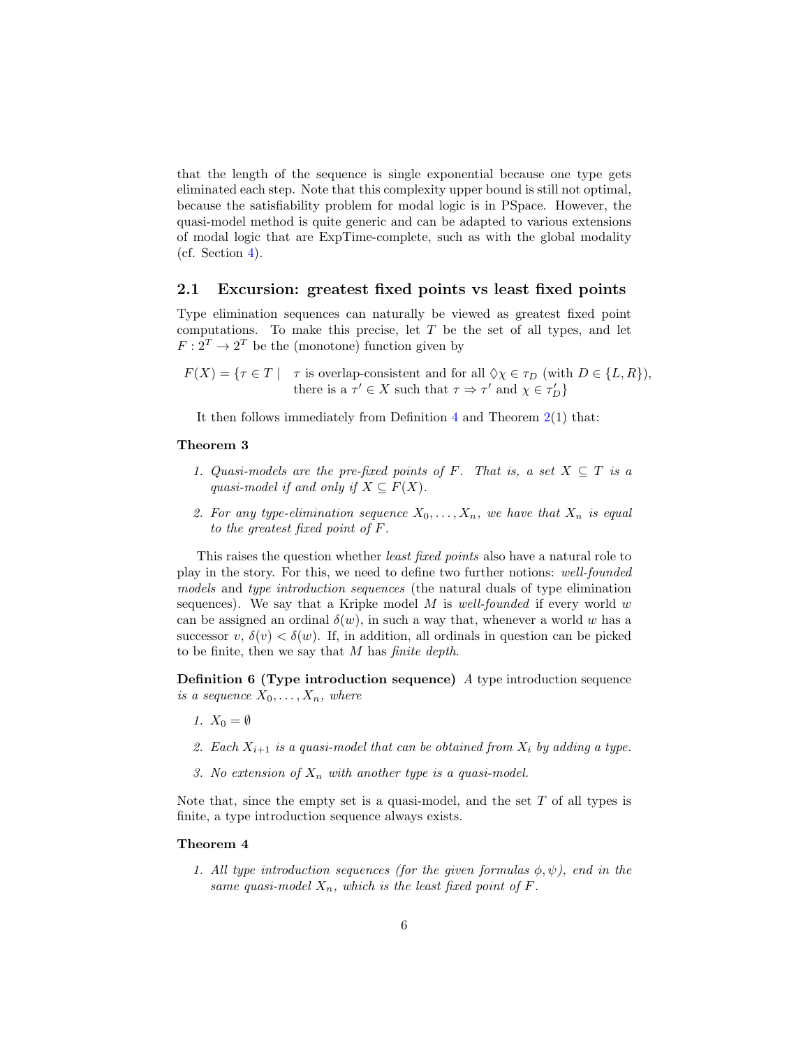that the length of the sequence is single exponential because one type gets eliminated each step. Note that this complexity upper bound is still not optimal, because the satisfiability problem for modal logic is in PSpace. However, the quasi-model method is quite generic and can be adapted to various extensions of modal logic that are ExpTime-complete, such as with the global modality (cf. Section 4).

## 2.1 Excursion: greatest fixed points vs least fixed points

Type elimination sequences can naturally be viewed as greatest fixed point computations. To make this precise, let $T$ be the set of all types, and let $F : 2^T \to 2^T$ be the (monotone) function given by

$$F(X) = \{\tau \in T \mid \ \tau \text{ is overlap-consistent and for all } \Diamond\chi \in \tau_D \text{ (with } D \in \{L, R\}), \text{ there is a } \tau' \in X \text{ such that } \tau \Rightarrow \tau' \text{ and } \chi \in \tau'_D\}$$

It then follows immediately from Definition 4 and Theorem 2(1) that:

**Theorem 3**

1. *Quasi-models are the pre-fixed points of $F$. That is, a set $X \subseteq T$ is a quasi-model if and only if $X \subseteq F(X)$.*
2. *For any type-elimination sequence $X_0, \ldots, X_n$, we have that $X_n$ is equal to the greatest fixed point of $F$.*

This raises the question whether *least fixed points* also have a natural role to play in the story. For this, we need to define two further notions: *well-founded models* and *type introduction sequences* (the natural duals of type elimination sequences). We say that a Kripke model $M$ is *well-founded* if every world $w$ can be assigned an ordinal $\delta(w)$, in such a way that, whenever a world $w$ has a successor $v$, $\delta(v) < \delta(w)$. If, in addition, all ordinals in question can be picked to be finite, then we say that $M$ has *finite depth*.

**Definition 6 (Type introduction sequence)** *A* type introduction sequence *is a sequence $X_0, \ldots, X_n$, where*

1. *$X_0 = \emptyset$*
2. *Each $X_{i+1}$ is a quasi-model that can be obtained from $X_i$ by adding a type.*
3. *No extension of $X_n$ with another type is a quasi-model.*

Note that, since the empty set is a quasi-model, and the set $T$ of all types is finite, a type introduction sequence always exists.

**Theorem 4**

1. *All type introduction sequences (for the given formulas $\phi, \psi$), end in the same quasi-model $X_n$, which is the least fixed point of $F$.*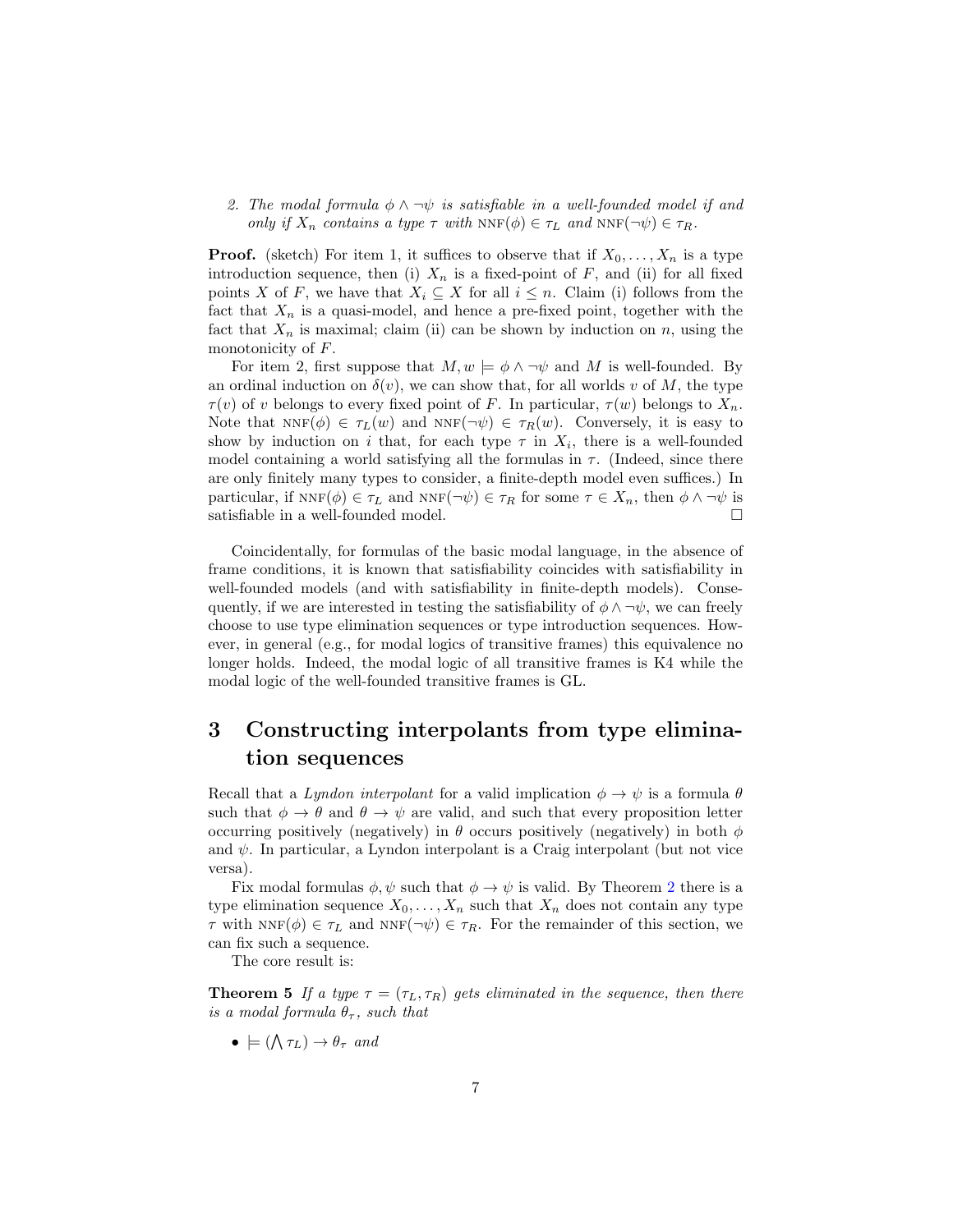2. *The modal formula $\phi \wedge \neg\psi$ is satisfiable in a well-founded model if and only if $X_n$ contains a type $\tau$ with $\text{NNF}(\phi) \in \tau_L$ and $\text{NNF}(\neg\psi) \in \tau_R$.*

**Proof.** (sketch) For item 1, it suffices to observe that if $X_0, \ldots, X_n$ is a type introduction sequence, then (i) $X_n$ is a fixed-point of $F$, and (ii) for all fixed points $X$ of $F$, we have that $X_i \subseteq X$ for all $i \leq n$. Claim (i) follows from the fact that $X_n$ is a quasi-model, and hence a pre-fixed point, together with the fact that $X_n$ is maximal; claim (ii) can be shown by induction on $n$, using the monotonicity of $F$.

For item 2, first suppose that $M, w \models \phi \wedge \neg\psi$ and $M$ is well-founded. By an ordinal induction on $\delta(v)$, we can show that, for all worlds $v$ of $M$, the type $\tau(v)$ of $v$ belongs to every fixed point of $F$. In particular, $\tau(w)$ belongs to $X_n$. Note that $\text{NNF}(\phi) \in \tau_L(w)$ and $\text{NNF}(\neg\psi) \in \tau_R(w)$. Conversely, it is easy to show by induction on $i$ that, for each type $\tau$ in $X_i$, there is a well-founded model containing a world satisfying all the formulas in $\tau$. (Indeed, since there are only finitely many types to consider, a finite-depth model even suffices.) In particular, if $\text{NNF}(\phi) \in \tau_L$ and $\text{NNF}(\neg\psi) \in \tau_R$ for some $\tau \in X_n$, then $\phi \wedge \neg\psi$ is satisfiable in a well-founded model. $\square$

Coincidentally, for formulas of the basic modal language, in the absence of frame conditions, it is known that satisfiability coincides with satisfiability in well-founded models (and with satisfiability in finite-depth models). Consequently, if we are interested in testing the satisfiability of $\phi \wedge \neg\psi$, we can freely choose to use type elimination sequences or type introduction sequences. However, in general (e.g., for modal logics of transitive frames) this equivalence no longer holds. Indeed, the modal logic of all transitive frames is K4 while the modal logic of the well-founded transitive frames is GL.

# 3 Constructing interpolants from type elimination sequences

Recall that a *Lyndon interpolant* for a valid implication $\phi \to \psi$ is a formula $\theta$ such that $\phi \to \theta$ and $\theta \to \psi$ are valid, and such that every proposition letter occurring positively (negatively) in $\theta$ occurs positively (negatively) in both $\phi$ and $\psi$. In particular, a Lyndon interpolant is a Craig interpolant (but not vice versa).

Fix modal formulas $\phi, \psi$ such that $\phi \to \psi$ is valid. By Theorem 2 there is a type elimination sequence $X_0, \ldots, X_n$ such that $X_n$ does not contain any type $\tau$ with $\text{NNF}(\phi) \in \tau_L$ and $\text{NNF}(\neg\psi) \in \tau_R$. For the remainder of this section, we can fix such a sequence.

The core result is:

**Theorem 5** *If a type $\tau = (\tau_L, \tau_R)$ gets eliminated in the sequence, then there is a modal formula $\theta_\tau$, such that*

- $\models (\bigwedge \tau_L) \to \theta_\tau$ *and*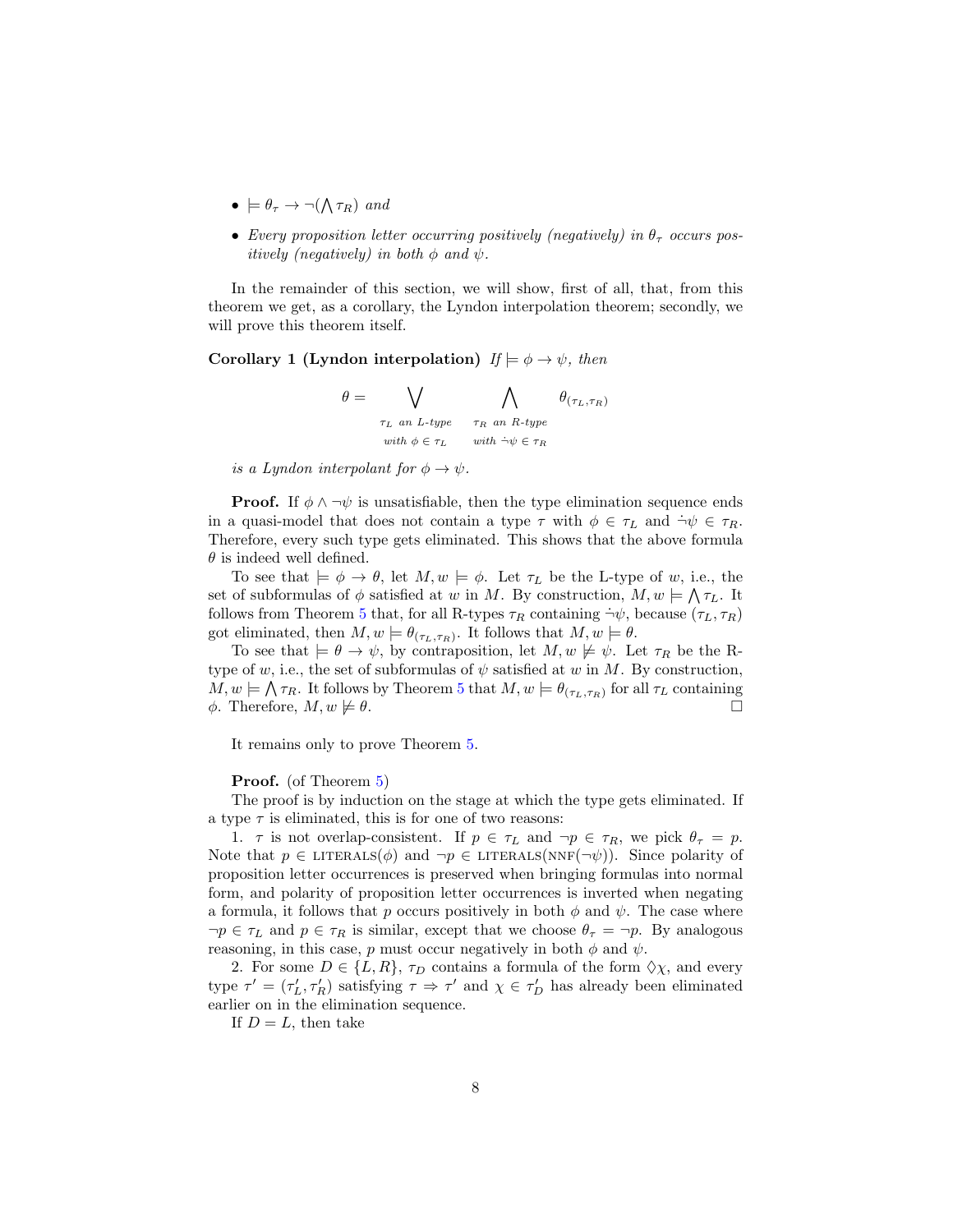- $\models \theta_\tau \rightarrow \neg(\bigwedge \tau_R)$ *and*
- *Every proposition letter occurring positively (negatively) in $\theta_\tau$ occurs positively (negatively) in both $\phi$ and $\psi$.*

In the remainder of this section, we will show, first of all, that, from this theorem we get, as a corollary, the Lyndon interpolation theorem; secondly, we will prove this theorem itself.

**Corollary 1 (Lyndon interpolation)** *If $\models \phi \rightarrow \psi$, then*

$$\theta = \bigvee_{\substack{\tau_L \text{ an L-type} \\ \text{with } \phi \in \tau_L}} \; \bigwedge_{\substack{\tau_R \text{ an R-type} \\ \text{with } \dot{\neg}\psi \in \tau_R}} \theta_{(\tau_L, \tau_R)}$$

*is a Lyndon interpolant for $\phi \rightarrow \psi$.*

**Proof.** If $\phi \wedge \neg\psi$ is unsatisfiable, then the type elimination sequence ends in a quasi-model that does not contain a type $\tau$ with $\phi \in \tau_L$ and $\dot{\neg}\psi \in \tau_R$. Therefore, every such type gets eliminated. This shows that the above formula $\theta$ is indeed well defined.

To see that $\models \phi \rightarrow \theta$, let $M, w \models \phi$. Let $\tau_L$ be the L-type of $w$, i.e., the set of subformulas of $\phi$ satisfied at $w$ in $M$. By construction, $M, w \models \bigwedge \tau_L$. It follows from Theorem 5 that, for all R-types $\tau_R$ containing $\dot{\neg}\psi$, because $(\tau_L, \tau_R)$ got eliminated, then $M, w \models \theta_{(\tau_L, \tau_R)}$. It follows that $M, w \models \theta$.

To see that $\models \theta \rightarrow \psi$, by contraposition, let $M, w \not\models \psi$. Let $\tau_R$ be the R-type of $w$, i.e., the set of subformulas of $\psi$ satisfied at $w$ in $M$. By construction, $M, w \models \bigwedge \tau_R$. It follows by Theorem 5 that $M, w \models \theta_{(\tau_L, \tau_R)}$ for all $\tau_L$ containing $\phi$. Therefore, $M, w \not\models \theta$. □

It remains only to prove Theorem 5.

**Proof.** (of Theorem 5)

The proof is by induction on the stage at which the type gets eliminated. If a type $\tau$ is eliminated, this is for one of two reasons:

1. $\tau$ is not overlap-consistent. If $p \in \tau_L$ and $\neg p \in \tau_R$, we pick $\theta_\tau = p$. Note that $p \in \text{LITERALS}(\phi)$ and $\neg p \in \text{LITERALS}(\text{NNF}(\neg\psi))$. Since polarity of proposition letter occurrences is preserved when bringing formulas into normal form, and polarity of proposition letter occurrences is inverted when negating a formula, it follows that $p$ occurs positively in both $\phi$ and $\psi$. The case where $\neg p \in \tau_L$ and $p \in \tau_R$ is similar, except that we choose $\theta_\tau = \neg p$. By analogous reasoning, in this case, $p$ must occur negatively in both $\phi$ and $\psi$.

2. For some $D \in \{L, R\}$, $\tau_D$ contains a formula of the form $\Diamond\chi$, and every type $\tau' = (\tau'_L, \tau'_R)$ satisfying $\tau \Rightarrow \tau'$ and $\chi \in \tau'_D$ has already been eliminated earlier on in the elimination sequence.

If $D = L$, then take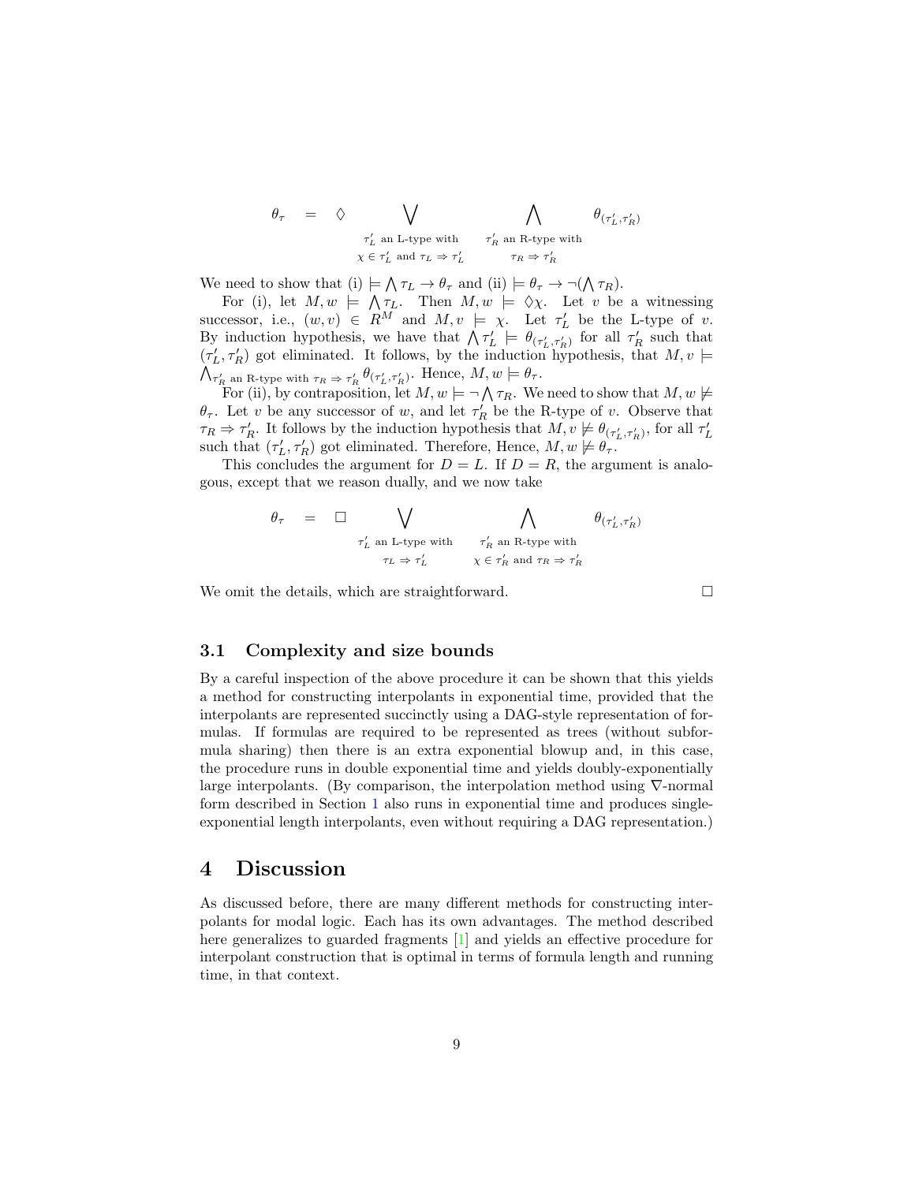$$\theta_\tau \quad = \quad \Diamond \bigvee_{\substack{\tau'_L \text{ an L-type with} \\ \chi \in \tau'_L \text{ and } \tau_L \Rightarrow \tau'_L}} \quad \bigwedge_{\substack{\tau'_R \text{ an R-type with} \\ \tau_R \Rightarrow \tau'_R}} \theta_{(\tau'_L, \tau'_R)}$$

We need to show that (i) $\models \bigwedge \tau_L \to \theta_\tau$ and (ii) $\models \theta_\tau \to \neg(\bigwedge \tau_R)$.

For (i), let $M, w \models \bigwedge \tau_L$. Then $M, w \models \Diamond \chi$. Let $v$ be a witnessing successor, i.e., $(w, v) \in R^M$ and $M, v \models \chi$. Let $\tau'_L$ be the L-type of $v$. By induction hypothesis, we have that $\bigwedge \tau'_L \models \theta_{(\tau'_L, \tau'_R)}$ for all $\tau'_R$ such that $(\tau'_L, \tau'_R)$ got eliminated. It follows, by the induction hypothesis, that $M, v \models \bigwedge_{\tau'_R \text{ an R-type with } \tau_R \Rightarrow \tau'_R} \theta_{(\tau'_L, \tau'_R)}$. Hence, $M, w \models \theta_\tau$.

For (ii), by contraposition, let $M, w \models \neg \bigwedge \tau_R$. We need to show that $M, w \not\models \theta_\tau$. Let $v$ be any successor of $w$, and let $\tau'_R$ be the R-type of $v$. Observe that $\tau_R \Rightarrow \tau'_R$. It follows by the induction hypothesis that $M, v \not\models \theta_{(\tau'_L, \tau'_R)}$, for all $\tau'_L$ such that $(\tau'_L, \tau'_R)$ got eliminated. Therefore, Hence, $M, w \not\models \theta_\tau$.

This concludes the argument for $D = L$. If $D = R$, the argument is analogous, except that we reason dually, and we now take

$$\theta_\tau \quad = \quad \Box \bigvee_{\substack{\tau'_L \text{ an L-type with} \\ \tau_L \Rightarrow \tau'_L}} \quad \bigwedge_{\substack{\tau'_R \text{ an R-type with} \\ \chi \in \tau'_R \text{ and } \tau_R \Rightarrow \tau'_R}} \theta_{(\tau'_L, \tau'_R)}$$

We omit the details, which are straightforward. □

### 3.1 Complexity and size bounds

By a careful inspection of the above procedure it can be shown that this yields a method for constructing interpolants in exponential time, provided that the interpolants are represented succinctly using a DAG-style representation of formulas. If formulas are required to be represented as trees (without subformula sharing) then there is an extra exponential blowup and, in this case, the procedure runs in double exponential time and yields doubly-exponentially large interpolants. (By comparison, the interpolation method using $\nabla$-normal form described in Section 1 also runs in exponential time and produces single-exponential length interpolants, even without requiring a DAG representation.)

## 4 Discussion

As discussed before, there are many different methods for constructing interpolants for modal logic. Each has its own advantages. The method described here generalizes to guarded fragments [1] and yields an effective procedure for interpolant construction that is optimal in terms of formula length and running time, in that context.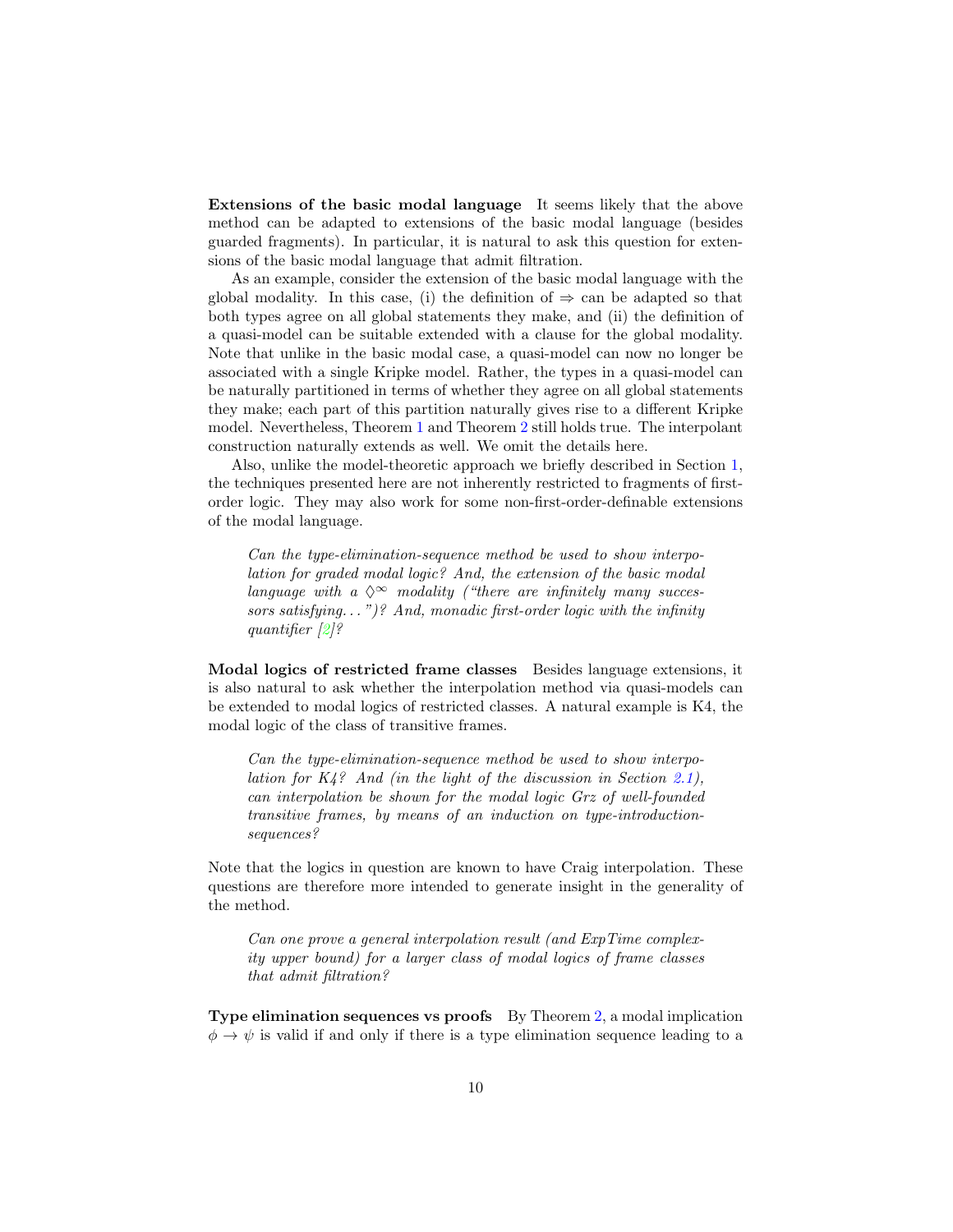**Extensions of the basic modal language** It seems likely that the above method can be adapted to extensions of the basic modal language (besides guarded fragments). In particular, it is natural to ask this question for extensions of the basic modal language that admit filtration.

As an example, consider the extension of the basic modal language with the global modality. In this case, (i) the definition of $\Rightarrow$ can be adapted so that both types agree on all global statements they make, and (ii) the definition of a quasi-model can be suitable extended with a clause for the global modality. Note that unlike in the basic modal case, a quasi-model can now no longer be associated with a single Kripke model. Rather, the types in a quasi-model can be naturally partitioned in terms of whether they agree on all global statements they make; each part of this partition naturally gives rise to a different Kripke model. Nevertheless, Theorem 1 and Theorem 2 still holds true. The interpolant construction naturally extends as well. We omit the details here.

Also, unlike the model-theoretic approach we briefly described in Section 1, the techniques presented here are not inherently restricted to fragments of first-order logic. They may also work for some non-first-order-definable extensions of the modal language.

> *Can the type-elimination-sequence method be used to show interpolation for graded modal logic? And, the extension of the basic modal language with a $\Diamond^\infty$ modality ("there are infinitely many successors satisfying...")? And, monadic first-order logic with the infinity quantifier [2]?*

**Modal logics of restricted frame classes** Besides language extensions, it is also natural to ask whether the interpolation method via quasi-models can be extended to modal logics of restricted classes. A natural example is K4, the modal logic of the class of transitive frames.

> *Can the type-elimination-sequence method be used to show interpolation for K4? And (in the light of the discussion in Section 2.1), can interpolation be shown for the modal logic Grz of well-founded transitive frames, by means of an induction on type-introduction-sequences?*

Note that the logics in question are known to have Craig interpolation. These questions are therefore more intended to generate insight in the generality of the method.

> *Can one prove a general interpolation result (and ExpTime complexity upper bound) for a larger class of modal logics of frame classes that admit filtration?*

**Type elimination sequences vs proofs** By Theorem 2, a modal implication $\phi \to \psi$ is valid if and only if there is a type elimination sequence leading to a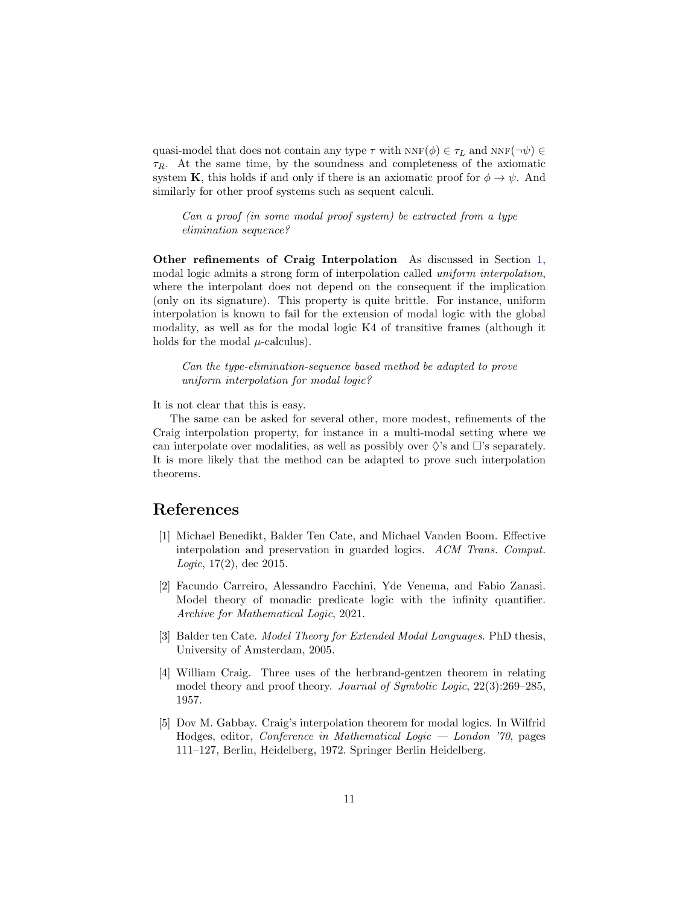quasi-model that does not contain any type $\tau$ with $\text{NNF}(\phi) \in \tau_L$ and $\text{NNF}(\neg\psi) \in \tau_R$. At the same time, by the soundness and completeness of the axiomatic system **K**, this holds if and only if there is an axiomatic proof for $\phi \to \psi$. And similarly for other proof systems such as sequent calculi.

> *Can a proof (in some modal proof system) be extracted from a type elimination sequence?*

**Other refinements of Craig Interpolation** As discussed in Section 1, modal logic admits a strong form of interpolation called *uniform interpolation*, where the interpolant does not depend on the consequent if the implication (only on its signature). This property is quite brittle. For instance, uniform interpolation is known to fail for the extension of modal logic with the global modality, as well as for the modal logic K4 of transitive frames (although it holds for the modal $\mu$-calculus).

> *Can the type-elimination-sequence based method be adapted to prove uniform interpolation for modal logic?*

It is not clear that this is easy.

The same can be asked for several other, more modest, refinements of the Craig interpolation property, for instance in a multi-modal setting where we can interpolate over modalities, as well as possibly over $\Diamond$'s and $\Box$'s separately. It is more likely that the method can be adapted to prove such interpolation theorems.

# References

[1] Michael Benedikt, Balder Ten Cate, and Michael Vanden Boom. Effective interpolation and preservation in guarded logics. *ACM Trans. Comput. Logic*, 17(2), dec 2015.

[2] Facundo Carreiro, Alessandro Facchini, Yde Venema, and Fabio Zanasi. Model theory of monadic predicate logic with the infinity quantifier. *Archive for Mathematical Logic*, 2021.

[3] Balder ten Cate. *Model Theory for Extended Modal Languages*. PhD thesis, University of Amsterdam, 2005.

[4] William Craig. Three uses of the herbrand-gentzen theorem in relating model theory and proof theory. *Journal of Symbolic Logic*, 22(3):269–285, 1957.

[5] Dov M. Gabbay. Craig's interpolation theorem for modal logics. In Wilfrid Hodges, editor, *Conference in Mathematical Logic — London '70*, pages 111–127, Berlin, Heidelberg, 1972. Springer Berlin Heidelberg.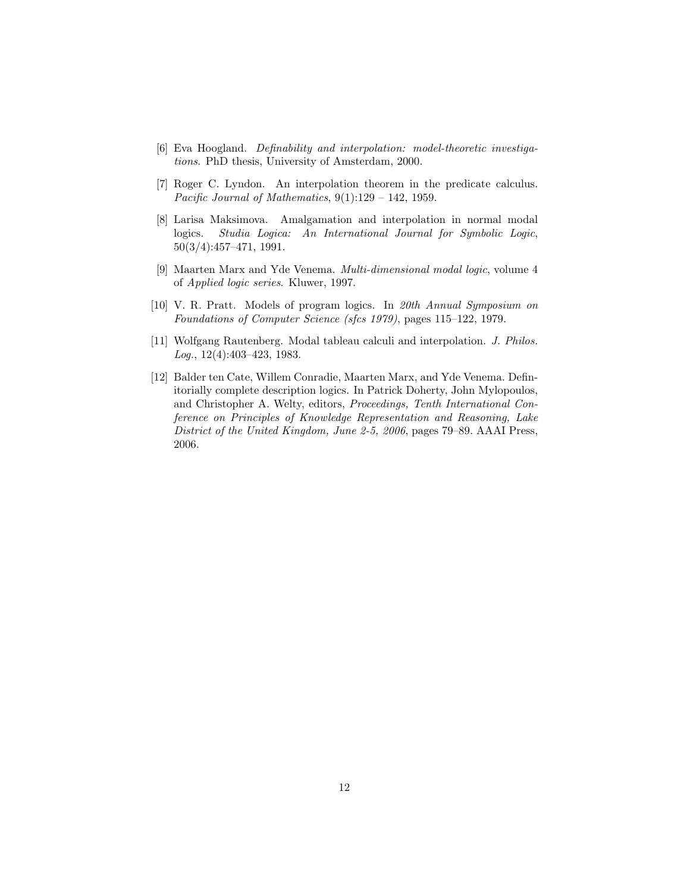[6] Eva Hoogland. *Definability and interpolation: model-theoretic investigations*. PhD thesis, University of Amsterdam, 2000.

[7] Roger C. Lyndon. An interpolation theorem in the predicate calculus. *Pacific Journal of Mathematics*, 9(1):129 – 142, 1959.

[8] Larisa Maksimova. Amalgamation and interpolation in normal modal logics. *Studia Logica: An International Journal for Symbolic Logic*, 50(3/4):457–471, 1991.

[9] Maarten Marx and Yde Venema. *Multi-dimensional modal logic*, volume 4 of *Applied logic series*. Kluwer, 1997.

[10] V. R. Pratt. Models of program logics. In *20th Annual Symposium on Foundations of Computer Science (sfcs 1979)*, pages 115–122, 1979.

[11] Wolfgang Rautenberg. Modal tableau calculi and interpolation. *J. Philos. Log.*, 12(4):403–423, 1983.

[12] Balder ten Cate, Willem Conradie, Maarten Marx, and Yde Venema. Definitorially complete description logics. In Patrick Doherty, John Mylopoulos, and Christopher A. Welty, editors, *Proceedings, Tenth International Conference on Principles of Knowledge Representation and Reasoning, Lake District of the United Kingdom, June 2-5, 2006*, pages 79–89. AAAI Press, 2006.